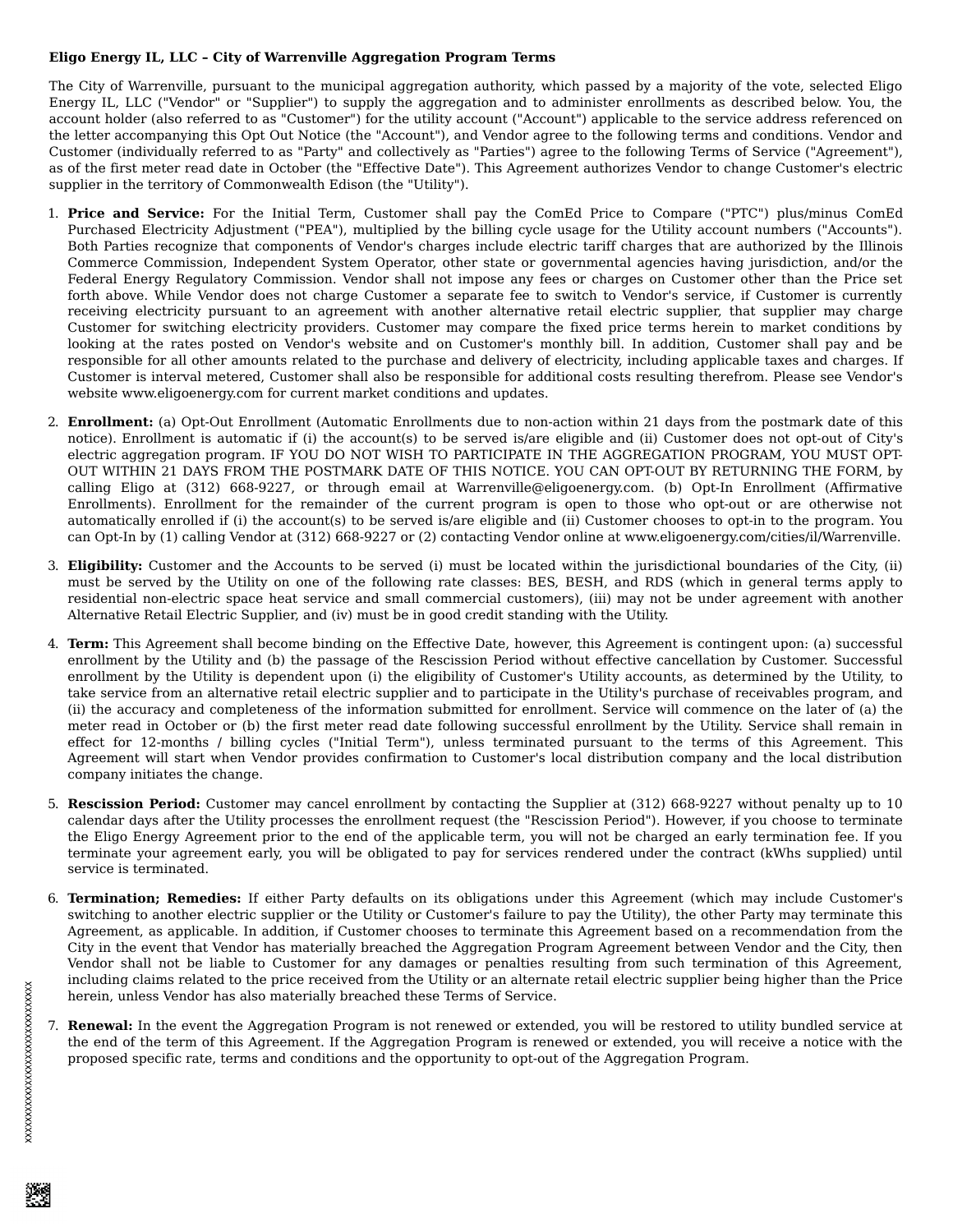**Eligo Energy IL, LLC – City of Warrenville Aggregation Program Terms**

The City of Warrenville, pursuant to the municipal aggregation authority, which passed by a majority of the vote, selected Eligo Energy IL, LLC ("Vendor" or "Supplier") to supply the aggregation and to administer enrollments as described below. You, the account holder (also referred to as "Customer") for the utility account ("Account") applicable to the service address referenced on the letter accompanying this Opt Out Notice (the "Account"), and Vendor agree to the following terms and conditions. Vendor and Customer (individually referred to as "Party" and collectively as "Parties") agree to the following Terms of Service ("Agreement"), as of the first meter read date in October (the "Effective Date"). This Agreement authorizes Vendor to change Customer's electric supplier in the territory of Commonwealth Edison (the "Utility").

1. **Price and Service:** For the Initial Term, Customer shall pay the ComEd Price to Compare ("PTC") plus/minus ComEd Purchased Electricity Adjustment ("PEA"), multiplied by the billing cycle usage for the Utility account numbers ("Accounts"). Both Parties recognize that components of Vendor's charges include electric tariff charges that are authorized by the Illinois Commerce Commission, Independent System Operator, other state or governmental agencies having jurisdiction, and/or the Federal Energy Regulatory Commission. Vendor shall not impose any fees or charges on Customer other than the Price set forth above. While Vendor does not charge Customer a separate fee to switch to Vendor's service, if Customer is currently receiving electricity pursuant to an agreement with another alternative retail electric supplier, that supplier may charge Customer for switching electricity providers. Customer may compare the fixed price terms herein to market conditions by looking at the rates posted on Vendor's website and on Customer's monthly bill. In addition, Customer shall pay and be responsible for all other amounts related to the purchase and delivery of electricity, including applicable taxes and charges. If Customer is interval metered, Customer shall also be responsible for additional costs resulting therefrom. Please see Vendor's website www.eligoenergy.com for current market conditions and updates.

2. **Enrollment:** (a) Opt-Out Enrollment (Automatic Enrollments due to non-action within 21 days from the postmark date of this notice). Enrollment is automatic if (i) the account(s) to be served is/are eligible and (ii) Customer does not opt-out of City's electric aggregation program. IF YOU DO NOT WISH TO PARTICIPATE IN THE AGGREGATION PROGRAM, YOU MUST OPT-OUT WITHIN 21 DAYS FROM THE POSTMARK DATE OF THIS NOTICE. YOU CAN OPT-OUT BY RETURNING THE FORM, by calling Eligo at (312) 668-9227, or through email at Warrenville@eligoenergy.com. (b) Opt-In Enrollment (Affirmative Enrollments). Enrollment for the remainder of the current program is open to those who opt-out or are otherwise not automatically enrolled if (i) the account(s) to be served is/are eligible and (ii) Customer chooses to opt-in to the program. You can Opt-In by (1) calling Vendor at (312) 668-9227 or (2) contacting Vendor online at www.eligoenergy.com/cities/il/Warrenville.

3. **Eligibility:** Customer and the Accounts to be served (i) must be located within the jurisdictional boundaries of the City, (ii) must be served by the Utility on one of the following rate classes: BES, BESH, and RDS (which in general terms apply to residential non-electric space heat service and small commercial customers), (iii) may not be under agreement with another Alternative Retail Electric Supplier, and (iv) must be in good credit standing with the Utility.

4. **Term:** This Agreement shall become binding on the Effective Date, however, this Agreement is contingent upon: (a) successful enrollment by the Utility and (b) the passage of the Rescission Period without effective cancellation by Customer. Successful enrollment by the Utility is dependent upon (i) the eligibility of Customer's Utility accounts, as determined by the Utility, to take service from an alternative retail electric supplier and to participate in the Utility's purchase of receivables program, and (ii) the accuracy and completeness of the information submitted for enrollment. Service will commence on the later of (a) the meter read in October or (b) the first meter read date following successful enrollment by the Utility. Service shall remain in effect for 12-months / billing cycles ("Initial Term"), unless terminated pursuant to the terms of this Agreement. This Agreement will start when Vendor provides confirmation to Customer's local distribution company and the local distribution company initiates the change.

5. **Rescission Period:** Customer may cancel enrollment by contacting the Supplier at (312) 668-9227 without penalty up to 10 calendar days after the Utility processes the enrollment request (the "Rescission Period"). However, if you choose to terminate the Eligo Energy Agreement prior to the end of the applicable term, you will not be charged an early termination fee. If you terminate your agreement early, you will be obligated to pay for services rendered under the contract (kWhs supplied) until service is terminated.

6. **Termination; Remedies:** If either Party defaults on its obligations under this Agreement (which may include Customer's switching to another electric supplier or the Utility or Customer's failure to pay the Utility), the other Party may terminate this Agreement, as applicable. In addition, if Customer chooses to terminate this Agreement based on a recommendation from the City in the event that Vendor has materially breached the Aggregation Program Agreement between Vendor and the City, then Vendor shall not be liable to Customer for any damages or penalties resulting from such termination of this Agreement, including claims related to the price received from the Utility or an alternate retail electric supplier being higher than the Price herein, unless Vendor has also materially breached these Terms of Service.

7. **Renewal:** In the event the Aggregation Program is not renewed or extended, you will be restored to utility bundled service at the end of the term of this Agreement. If the Aggregation Program is renewed or extended, you will receive a notice with the proposed specific rate, terms and conditions and the opportunity to opt-out of the Aggregation Program.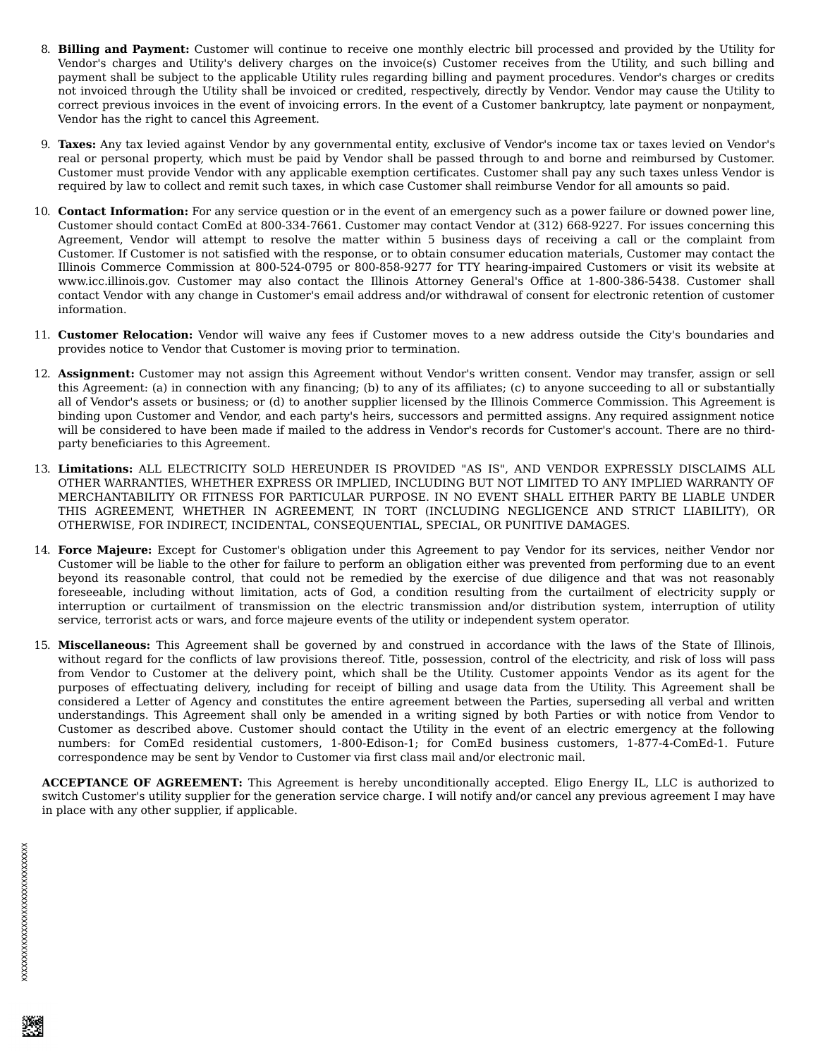8. **Billing and Payment:** Customer will continue to receive one monthly electric bill processed and provided by the Utility for Vendor's charges and Utility's delivery charges on the invoice(s) Customer receives from the Utility, and such billing and payment shall be subject to the applicable Utility rules regarding billing and payment procedures. Vendor's charges or credits not invoiced through the Utility shall be invoiced or credited, respectively, directly by Vendor. Vendor may cause the Utility to correct previous invoices in the event of invoicing errors. In the event of a Customer bankruptcy, late payment or nonpayment, Vendor has the right to cancel this Agreement.

9. **Taxes:** Any tax levied against Vendor by any governmental entity, exclusive of Vendor's income tax or taxes levied on Vendor's real or personal property, which must be paid by Vendor shall be passed through to and borne and reimbursed by Customer. Customer must provide Vendor with any applicable exemption certificates. Customer shall pay any such taxes unless Vendor is required by law to collect and remit such taxes, in which case Customer shall reimburse Vendor for all amounts so paid.

10. **Contact Information:** For any service question or in the event of an emergency such as a power failure or downed power line, Customer should contact ComEd at 800-334-7661. Customer may contact Vendor at (312) 668-9227. For issues concerning this Agreement, Vendor will attempt to resolve the matter within 5 business days of receiving a call or the complaint from Customer. If Customer is not satisfied with the response, or to obtain consumer education materials, Customer may contact the Illinois Commerce Commission at 800-524-0795 or 800-858-9277 for TTY hearing-impaired Customers or visit its website at www.icc.illinois.gov. Customer may also contact the Illinois Attorney General's Office at 1-800-386-5438. Customer shall contact Vendor with any change in Customer's email address and/or withdrawal of consent for electronic retention of customer information.

11. **Customer Relocation:** Vendor will waive any fees if Customer moves to a new address outside the City's boundaries and provides notice to Vendor that Customer is moving prior to termination.

12. **Assignment:** Customer may not assign this Agreement without Vendor's written consent. Vendor may transfer, assign or sell this Agreement: (a) in connection with any financing; (b) to any of its affiliates; (c) to anyone succeeding to all or substantially all of Vendor's assets or business; or (d) to another supplier licensed by the Illinois Commerce Commission. This Agreement is binding upon Customer and Vendor, and each party's heirs, successors and permitted assigns. Any required assignment notice will be considered to have been made if mailed to the address in Vendor's records for Customer's account. There are no third-party beneficiaries to this Agreement.

13. **Limitations:** ALL ELECTRICITY SOLD HEREUNDER IS PROVIDED "AS IS", AND VENDOR EXPRESSLY DISCLAIMS ALL OTHER WARRANTIES, WHETHER EXPRESS OR IMPLIED, INCLUDING BUT NOT LIMITED TO ANY IMPLIED WARRANTY OF MERCHANTABILITY OR FITNESS FOR PARTICULAR PURPOSE. IN NO EVENT SHALL EITHER PARTY BE LIABLE UNDER THIS AGREEMENT, WHETHER IN AGREEMENT, IN TORT (INCLUDING NEGLIGENCE AND STRICT LIABILITY), OR OTHERWISE, FOR INDIRECT, INCIDENTAL, CONSEQUENTIAL, SPECIAL, OR PUNITIVE DAMAGES.

14. **Force Majeure:** Except for Customer's obligation under this Agreement to pay Vendor for its services, neither Vendor nor Customer will be liable to the other for failure to perform an obligation either was prevented from performing due to an event beyond its reasonable control, that could not be remedied by the exercise of due diligence and that was not reasonably foreseeable, including without limitation, acts of God, a condition resulting from the curtailment of electricity supply or interruption or curtailment of transmission on the electric transmission and/or distribution system, interruption of utility service, terrorist acts or wars, and force majeure events of the utility or independent system operator.

15. **Miscellaneous:** This Agreement shall be governed by and construed in accordance with the laws of the State of Illinois, without regard for the conflicts of law provisions thereof. Title, possession, control of the electricity, and risk of loss will pass from Vendor to Customer at the delivery point, which shall be the Utility. Customer appoints Vendor as its agent for the purposes of effectuating delivery, including for receipt of billing and usage data from the Utility. This Agreement shall be considered a Letter of Agency and constitutes the entire agreement between the Parties, superseding all verbal and written understandings. This Agreement shall only be amended in a writing signed by both Parties or with notice from Vendor to Customer as described above. Customer should contact the Utility in the event of an electric emergency at the following numbers: for ComEd residential customers, 1-800-Edison-1; for ComEd business customers, 1-877-4-ComEd-1. Future correspondence may be sent by Vendor to Customer via first class mail and/or electronic mail.

**ACCEPTANCE OF AGREEMENT:** This Agreement is hereby unconditionally accepted. Eligo Energy IL, LLC is authorized to switch Customer's utility supplier for the generation service charge. I will notify and/or cancel any previous agreement I may have in place with any other supplier, if applicable.